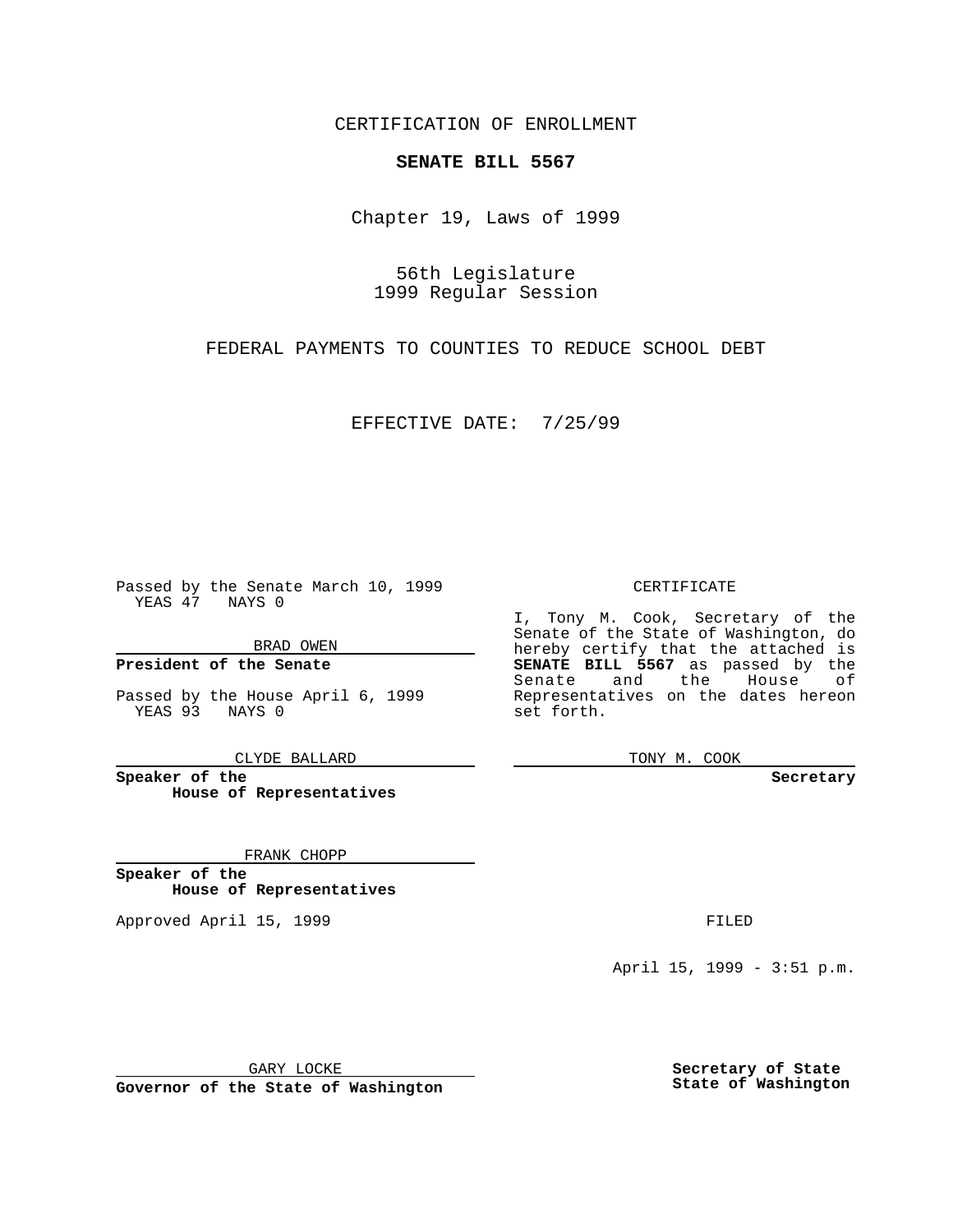CERTIFICATION OF ENROLLMENT

**SENATE BILL 5567**

Chapter 19, Laws of 1999

56th Legislature
1999 Regular Session

FEDERAL PAYMENTS TO COUNTIES TO REDUCE SCHOOL DEBT

EFFECTIVE DATE: 7/25/99

Passed by the Senate March 10, 1999
YEAS 47 NAYS 0

BRAD OWEN

**President of the Senate**

Passed by the House April 6, 1999
YEAS 93 NAYS 0

CLYDE BALLARD

**Speaker of the House of Representatives**

FRANK CHOPP

**Speaker of the House of Representatives**

Approved April 15, 1999

GARY LOCKE

**Governor of the State of Washington**

CERTIFICATE

I, Tony M. Cook, Secretary of the Senate of the State of Washington, do hereby certify that the attached is **SENATE BILL 5567** as passed by the Senate and the House of Representatives on the dates hereon set forth.

TONY M. COOK

**Secretary**

FILED

April 15, 1999 - 3:51 p.m.

**Secretary of State**
**State of Washington**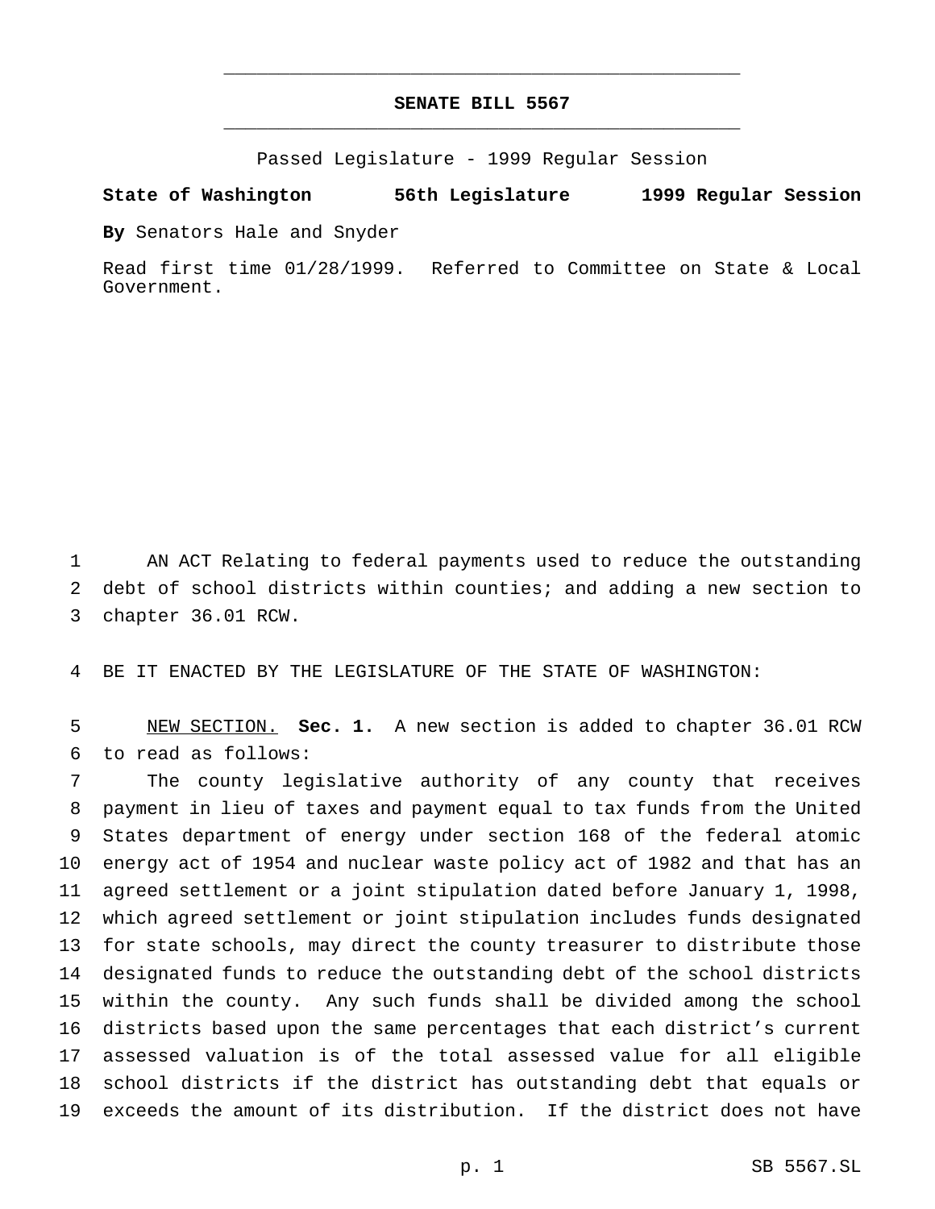# SENATE BILL 5567

Passed Legislature - 1999 Regular Session

**State of Washington 56th Legislature 1999 Regular Session**

**By** Senators Hale and Snyder

Read first time 01/28/1999. Referred to Committee on State & Local Government.

AN ACT Relating to federal payments used to reduce the outstanding debt of school districts within counties; and adding a new section to chapter 36.01 RCW.

BE IT ENACTED BY THE LEGISLATURE OF THE STATE OF WASHINGTON:

NEW SECTION. **Sec. 1.** A new section is added to chapter 36.01 RCW to read as follows:

The county legislative authority of any county that receives payment in lieu of taxes and payment equal to tax funds from the United States department of energy under section 168 of the federal atomic energy act of 1954 and nuclear waste policy act of 1982 and that has an agreed settlement or a joint stipulation dated before January 1, 1998, which agreed settlement or joint stipulation includes funds designated for state schools, may direct the county treasurer to distribute those designated funds to reduce the outstanding debt of the school districts within the county. Any such funds shall be divided among the school districts based upon the same percentages that each district's current assessed valuation is of the total assessed value for all eligible school districts if the district has outstanding debt that equals or exceeds the amount of its distribution. If the district does not have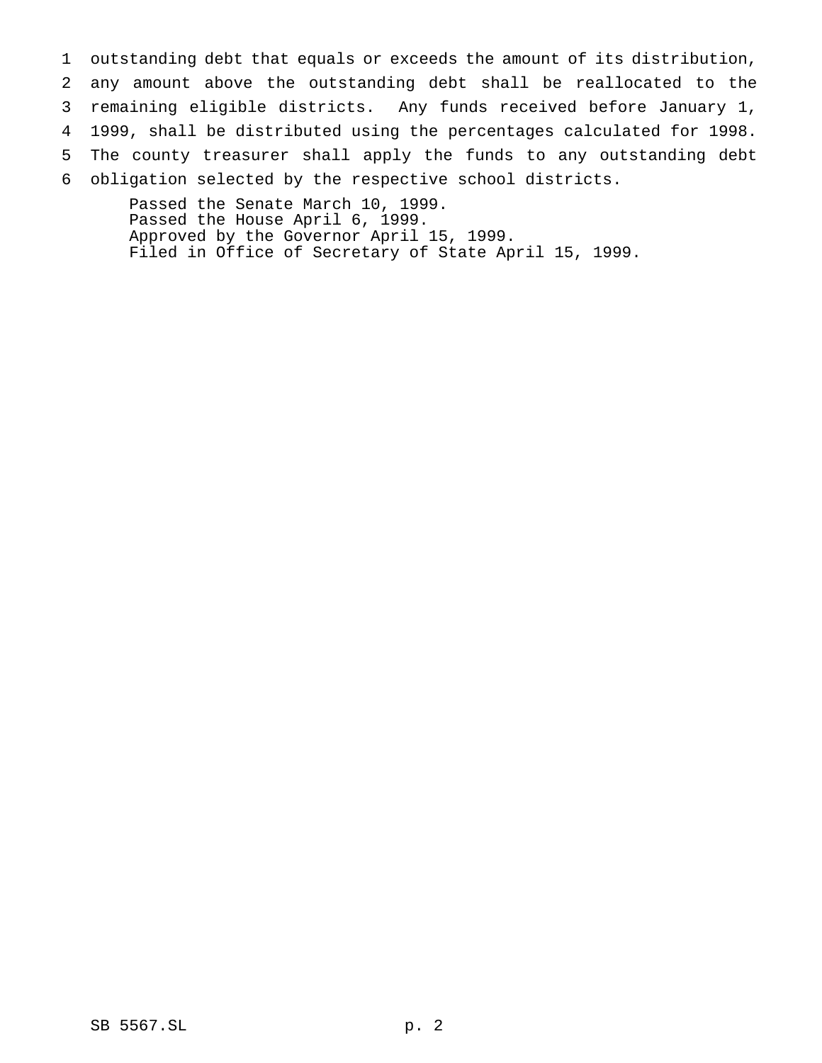outstanding debt that equals or exceeds the amount of its distribution, any amount above the outstanding debt shall be reallocated to the remaining eligible districts. Any funds received before January 1, 1999, shall be distributed using the percentages calculated for 1998. The county treasurer shall apply the funds to any outstanding debt obligation selected by the respective school districts.

Passed the Senate March 10, 1999.
Passed the House April 6, 1999.
Approved by the Governor April 15, 1999.
Filed in Office of Secretary of State April 15, 1999.